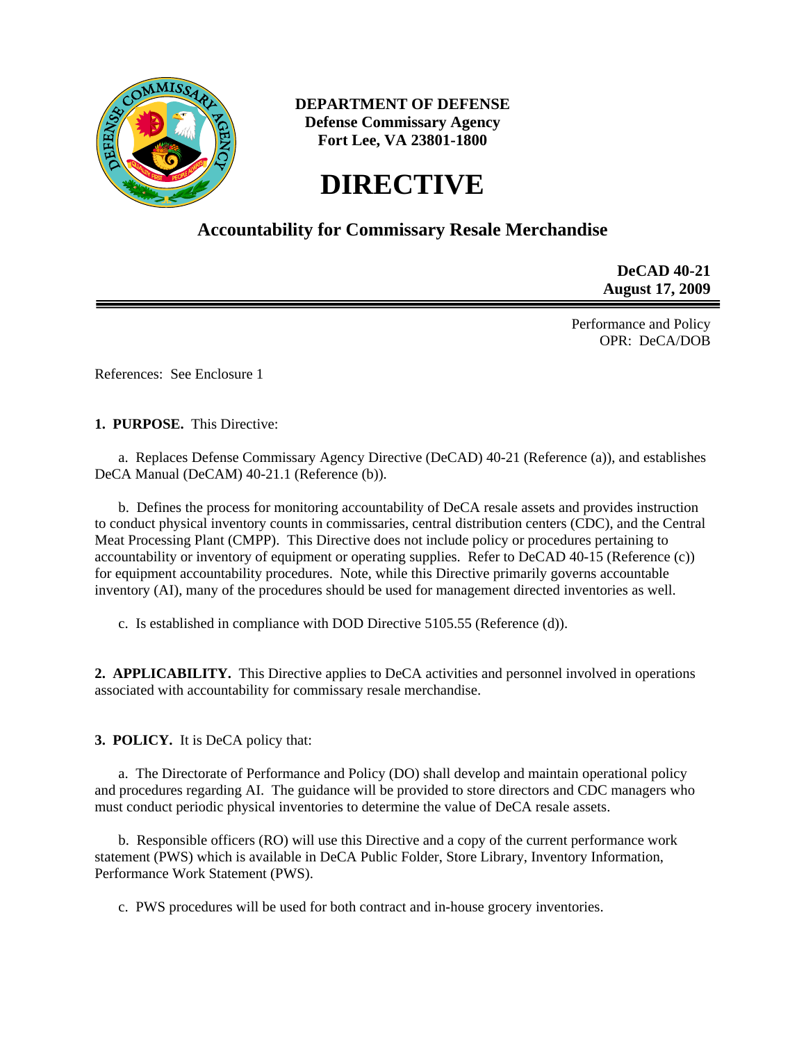**DEPARTMENT OF DEFENSE**
**Defense Commissary Agency**
**Fort Lee, VA 23801-1800**

# DIRECTIVE

## Accountability for Commissary Resale Merchandise

**DeCAD 40-21**
**August 17, 2009**

Performance and Policy
OPR: DeCA/DOB

References: See Enclosure 1

**1. PURPOSE.** This Directive:

a. Replaces Defense Commissary Agency Directive (DeCAD) 40-21 (Reference (a)), and establishes DeCA Manual (DeCAM) 40-21.1 (Reference (b)).

b. Defines the process for monitoring accountability of DeCA resale assets and provides instruction to conduct physical inventory counts in commissaries, central distribution centers (CDC), and the Central Meat Processing Plant (CMPP). This Directive does not include policy or procedures pertaining to accountability or inventory of equipment or operating supplies. Refer to DeCAD 40-15 (Reference (c)) for equipment accountability procedures. Note, while this Directive primarily governs accountable inventory (AI), many of the procedures should be used for management directed inventories as well.

c. Is established in compliance with DOD Directive 5105.55 (Reference (d)).

**2. APPLICABILITY.** This Directive applies to DeCA activities and personnel involved in operations associated with accountability for commissary resale merchandise.

**3. POLICY.** It is DeCA policy that:

a. The Directorate of Performance and Policy (DO) shall develop and maintain operational policy and procedures regarding AI. The guidance will be provided to store directors and CDC managers who must conduct periodic physical inventories to determine the value of DeCA resale assets.

b. Responsible officers (RO) will use this Directive and a copy of the current performance work statement (PWS) which is available in DeCA Public Folder, Store Library, Inventory Information, Performance Work Statement (PWS).

c. PWS procedures will be used for both contract and in-house grocery inventories.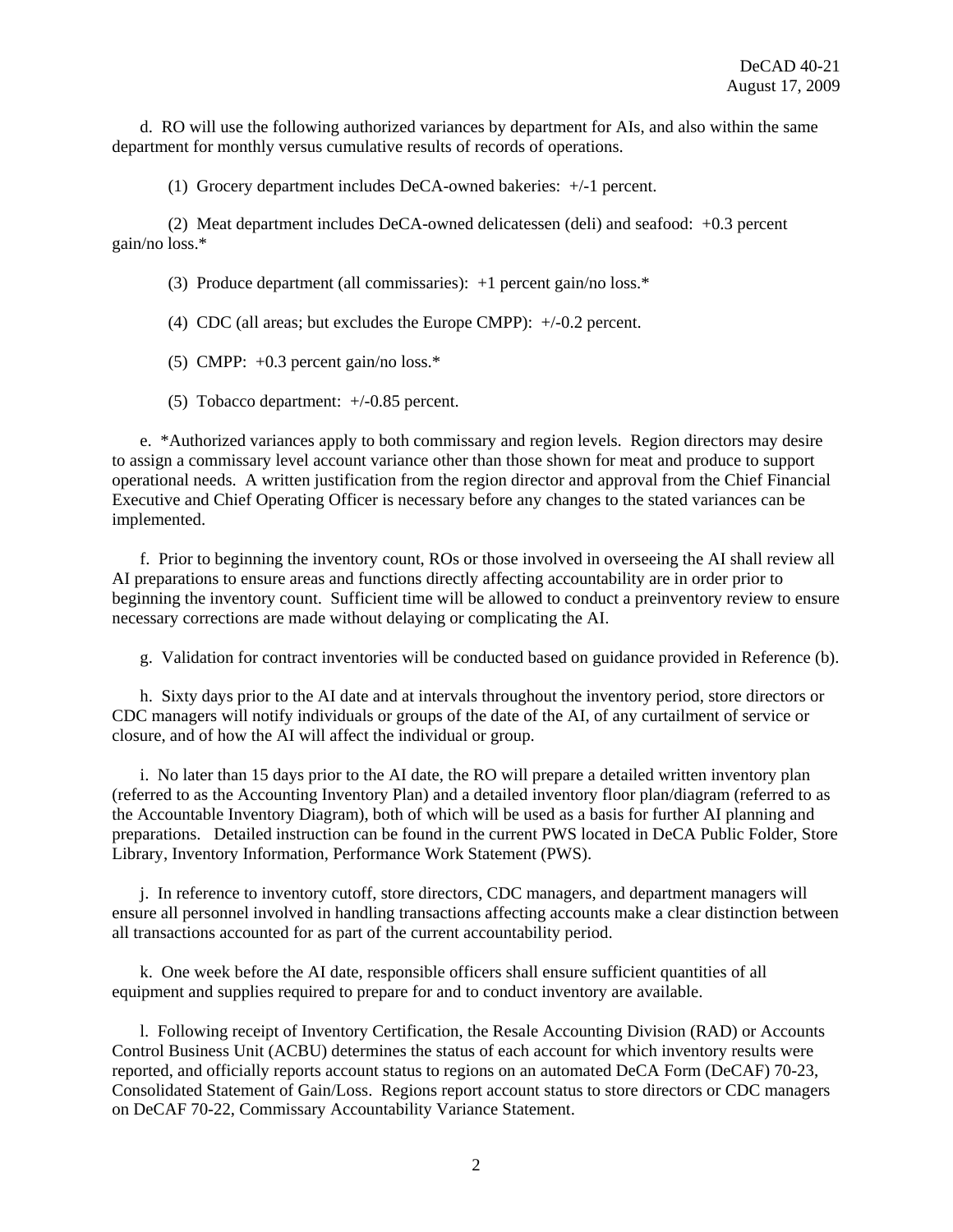d. RO will use the following authorized variances by department for AIs, and also within the same department for monthly versus cumulative results of records of operations.

(1) Grocery department includes DeCA-owned bakeries: +/-1 percent.

(2) Meat department includes DeCA-owned delicatessen (deli) and seafood: +0.3 percent gain/no loss.*

(3) Produce department (all commissaries): +1 percent gain/no loss.*

(4) CDC (all areas; but excludes the Europe CMPP): +/-0.2 percent.

(5) CMPP: +0.3 percent gain/no loss.*

(5) Tobacco department: +/-0.85 percent.

e. *Authorized variances apply to both commissary and region levels. Region directors may desire to assign a commissary level account variance other than those shown for meat and produce to support operational needs. A written justification from the region director and approval from the Chief Financial Executive and Chief Operating Officer is necessary before any changes to the stated variances can be implemented.

f. Prior to beginning the inventory count, ROs or those involved in overseeing the AI shall review all AI preparations to ensure areas and functions directly affecting accountability are in order prior to beginning the inventory count. Sufficient time will be allowed to conduct a preinventory review to ensure necessary corrections are made without delaying or complicating the AI.

g. Validation for contract inventories will be conducted based on guidance provided in Reference (b).

h. Sixty days prior to the AI date and at intervals throughout the inventory period, store directors or CDC managers will notify individuals or groups of the date of the AI, of any curtailment of service or closure, and of how the AI will affect the individual or group.

i. No later than 15 days prior to the AI date, the RO will prepare a detailed written inventory plan (referred to as the Accounting Inventory Plan) and a detailed inventory floor plan/diagram (referred to as the Accountable Inventory Diagram), both of which will be used as a basis for further AI planning and preparations. Detailed instruction can be found in the current PWS located in DeCA Public Folder, Store Library, Inventory Information, Performance Work Statement (PWS).

j. In reference to inventory cutoff, store directors, CDC managers, and department managers will ensure all personnel involved in handling transactions affecting accounts make a clear distinction between all transactions accounted for as part of the current accountability period.

k. One week before the AI date, responsible officers shall ensure sufficient quantities of all equipment and supplies required to prepare for and to conduct inventory are available.

l. Following receipt of Inventory Certification, the Resale Accounting Division (RAD) or Accounts Control Business Unit (ACBU) determines the status of each account for which inventory results were reported, and officially reports account status to regions on an automated DeCA Form (DeCAF) 70-23, Consolidated Statement of Gain/Loss. Regions report account status to store directors or CDC managers on DeCAF 70-22, Commissary Accountability Variance Statement.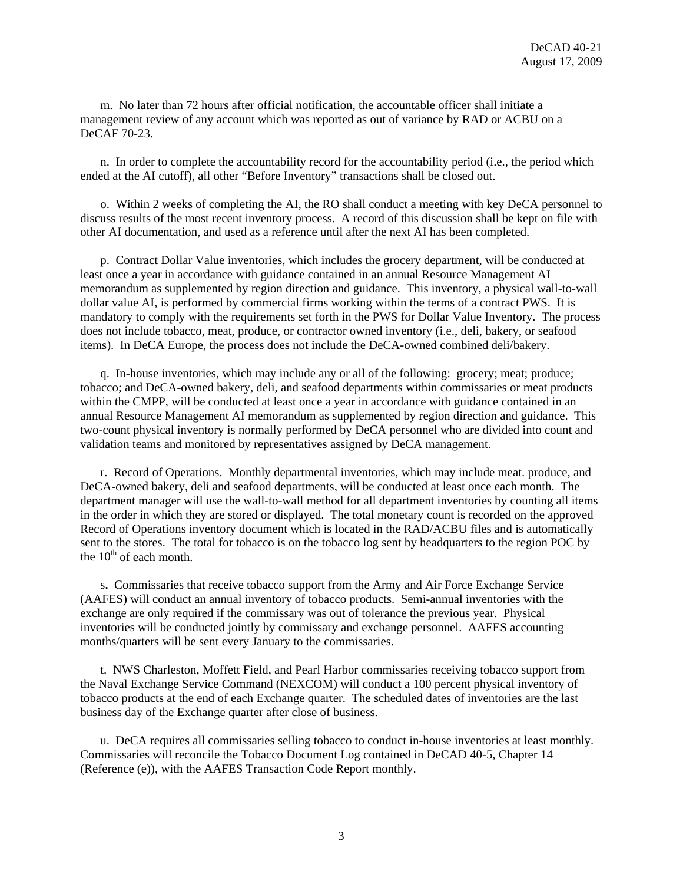m. No later than 72 hours after official notification, the accountable officer shall initiate a management review of any account which was reported as out of variance by RAD or ACBU on a DeCAF 70-23.

n. In order to complete the accountability record for the accountability period (i.e., the period which ended at the AI cutoff), all other "Before Inventory" transactions shall be closed out.

o. Within 2 weeks of completing the AI, the RO shall conduct a meeting with key DeCA personnel to discuss results of the most recent inventory process. A record of this discussion shall be kept on file with other AI documentation, and used as a reference until after the next AI has been completed.

p. Contract Dollar Value inventories, which includes the grocery department, will be conducted at least once a year in accordance with guidance contained in an annual Resource Management AI memorandum as supplemented by region direction and guidance. This inventory, a physical wall-to-wall dollar value AI, is performed by commercial firms working within the terms of a contract PWS. It is mandatory to comply with the requirements set forth in the PWS for Dollar Value Inventory. The process does not include tobacco, meat, produce, or contractor owned inventory (i.e., deli, bakery, or seafood items). In DeCA Europe, the process does not include the DeCA-owned combined deli/bakery.

q. In-house inventories, which may include any or all of the following: grocery; meat; produce; tobacco; and DeCA-owned bakery, deli, and seafood departments within commissaries or meat products within the CMPP, will be conducted at least once a year in accordance with guidance contained in an annual Resource Management AI memorandum as supplemented by region direction and guidance. This two-count physical inventory is normally performed by DeCA personnel who are divided into count and validation teams and monitored by representatives assigned by DeCA management.

r. Record of Operations. Monthly departmental inventories, which may include meat. produce, and DeCA-owned bakery, deli and seafood departments, will be conducted at least once each month. The department manager will use the wall-to-wall method for all department inventories by counting all items in the order in which they are stored or displayed. The total monetary count is recorded on the approved Record of Operations inventory document which is located in the RAD/ACBU files and is automatically sent to the stores. The total for tobacco is on the tobacco log sent by headquarters to the region POC by the 10th of each month.

**s.** Commissaries that receive tobacco support from the Army and Air Force Exchange Service (AAFES) will conduct an annual inventory of tobacco products. Semi-annual inventories with the exchange are only required if the commissary was out of tolerance the previous year. Physical inventories will be conducted jointly by commissary and exchange personnel. AAFES accounting months/quarters will be sent every January to the commissaries.

t. NWS Charleston, Moffett Field, and Pearl Harbor commissaries receiving tobacco support from the Naval Exchange Service Command (NEXCOM) will conduct a 100 percent physical inventory of tobacco products at the end of each Exchange quarter. The scheduled dates of inventories are the last business day of the Exchange quarter after close of business.

u. DeCA requires all commissaries selling tobacco to conduct in-house inventories at least monthly. Commissaries will reconcile the Tobacco Document Log contained in DeCAD 40-5, Chapter 14 (Reference (e)), with the AAFES Transaction Code Report monthly.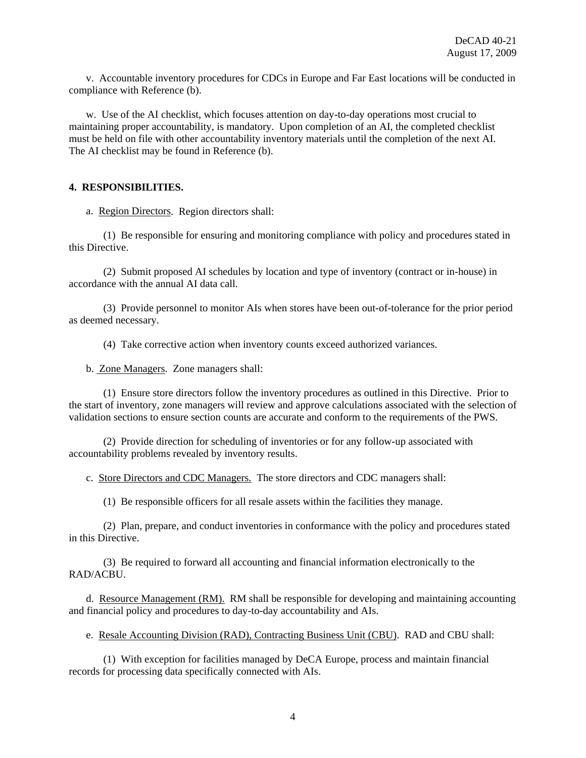v. Accountable inventory procedures for CDCs in Europe and Far East locations will be conducted in compliance with Reference (b).

w. Use of the AI checklist, which focuses attention on day-to-day operations most crucial to maintaining proper accountability, is mandatory. Upon completion of an AI, the completed checklist must be held on file with other accountability inventory materials until the completion of the next AI. The AI checklist may be found in Reference (b).

**4. RESPONSIBILITIES.**

a. Region Directors. Region directors shall:

(1) Be responsible for ensuring and monitoring compliance with policy and procedures stated in this Directive.

(2) Submit proposed AI schedules by location and type of inventory (contract or in-house) in accordance with the annual AI data call.

(3) Provide personnel to monitor AIs when stores have been out-of-tolerance for the prior period as deemed necessary.

(4) Take corrective action when inventory counts exceed authorized variances.

b. Zone Managers. Zone managers shall:

(1) Ensure store directors follow the inventory procedures as outlined in this Directive. Prior to the start of inventory, zone managers will review and approve calculations associated with the selection of validation sections to ensure section counts are accurate and conform to the requirements of the PWS.

(2) Provide direction for scheduling of inventories or for any follow-up associated with accountability problems revealed by inventory results.

c. Store Directors and CDC Managers. The store directors and CDC managers shall:

(1) Be responsible officers for all resale assets within the facilities they manage.

(2) Plan, prepare, and conduct inventories in conformance with the policy and procedures stated in this Directive.

(3) Be required to forward all accounting and financial information electronically to the RAD/ACBU.

d. Resource Management (RM). RM shall be responsible for developing and maintaining accounting and financial policy and procedures to day-to-day accountability and AIs.

e. Resale Accounting Division (RAD), Contracting Business Unit (CBU). RAD and CBU shall:

(1) With exception for facilities managed by DeCA Europe, process and maintain financial records for processing data specifically connected with AIs.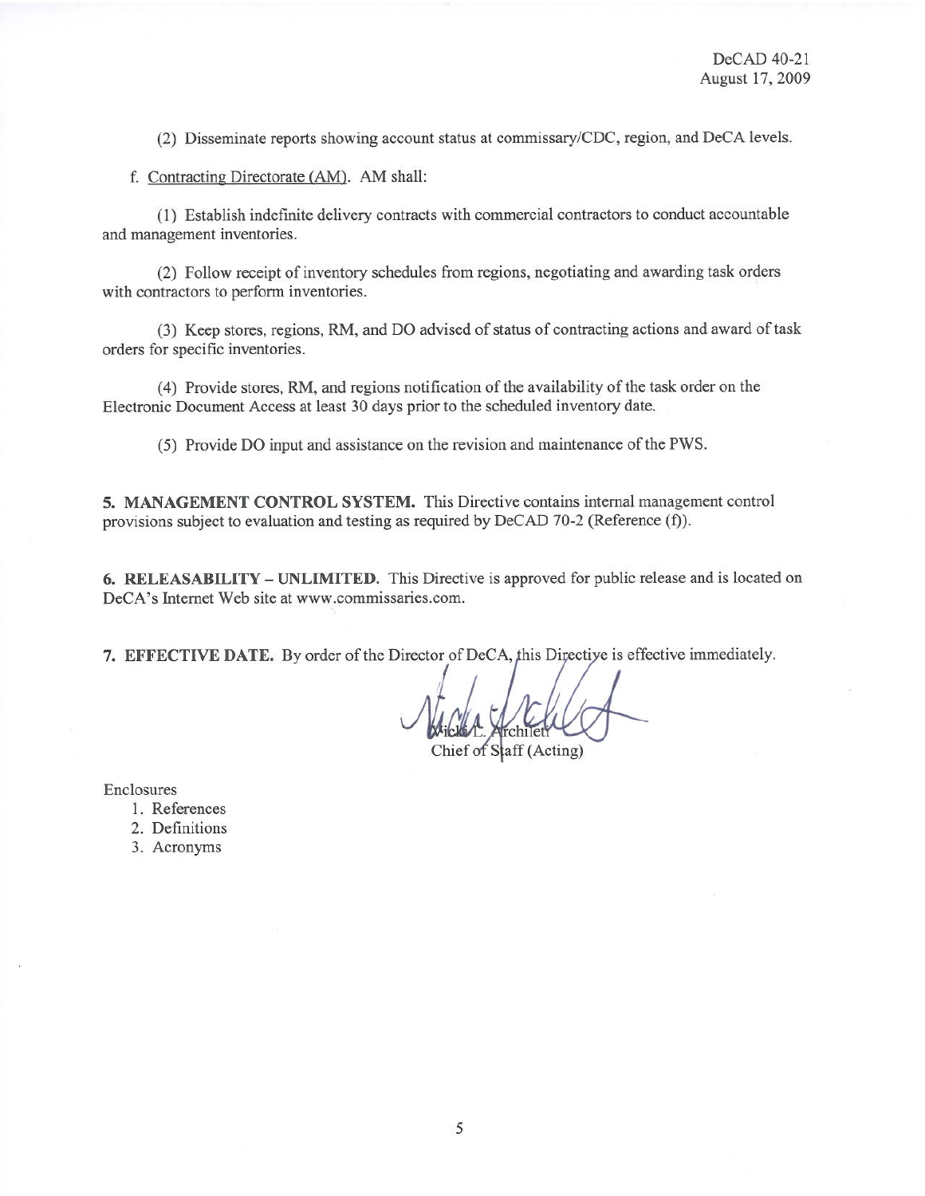(2) Disseminate reports showing account status at commissary/CDC, region, and DeCA levels.

f. Contracting Directorate (AM). AM shall:

(1) Establish indefinite delivery contracts with commercial contractors to conduct accountable and management inventories.

(2) Follow receipt of inventory schedules from regions, negotiating and awarding task orders with contractors to perform inventories.

(3) Keep stores, regions, RM, and DO advised of status of contracting actions and award of task orders for specific inventories.

(4) Provide stores, RM, and regions notification of the availability of the task order on the Electronic Document Access at least 30 days prior to the scheduled inventory date.

(5) Provide DO input and assistance on the revision and maintenance of the PWS.

**5. MANAGEMENT CONTROL SYSTEM.** This Directive contains internal management control provisions subject to evaluation and testing as required by DeCAD 70-2 (Reference (f)).

**6. RELEASABILITY – UNLIMITED.** This Directive is approved for public release and is located on DeCA's Internet Web site at www.commissaries.com.

**7. EFFECTIVE DATE.** By order of the Director of DeCA, this Directive is effective immediately.

Vicki L. Archileti
Chief of Staff (Acting)

Enclosures
1. References
2. Definitions
3. Acronyms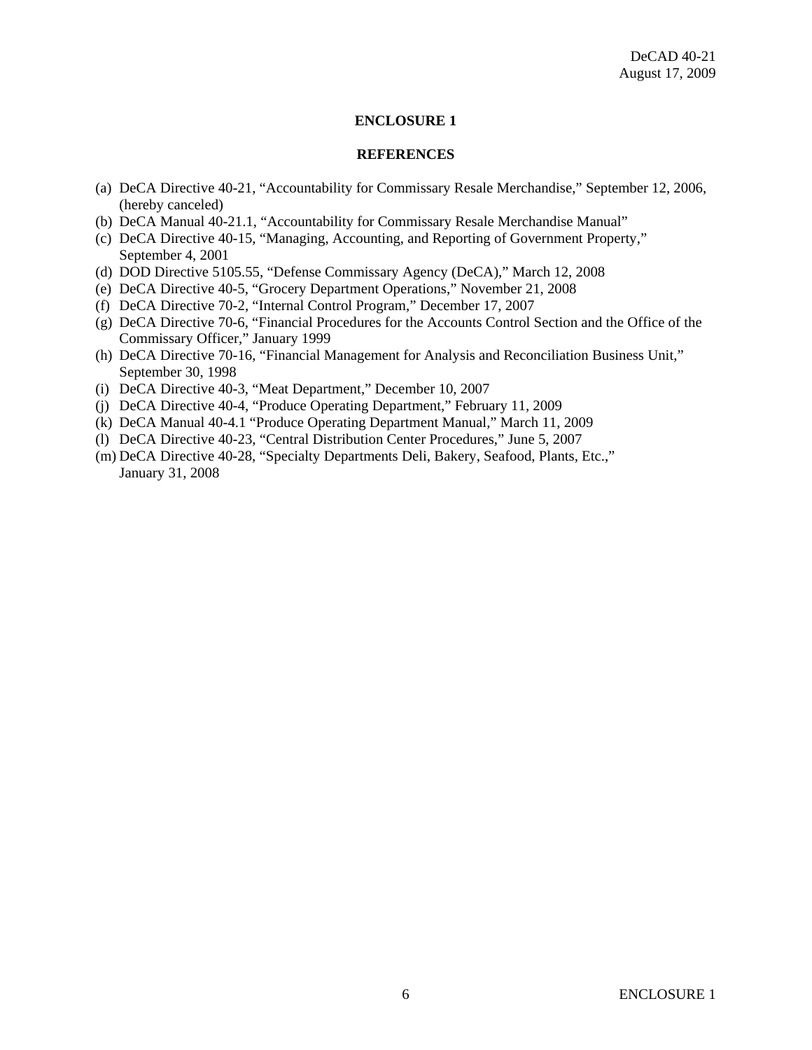## ENCLOSURE 1

## REFERENCES

(a) DeCA Directive 40-21, "Accountability for Commissary Resale Merchandise," September 12, 2006, (hereby canceled)
(b) DeCA Manual 40-21.1, "Accountability for Commissary Resale Merchandise Manual"
(c) DeCA Directive 40-15, "Managing, Accounting, and Reporting of Government Property," September 4, 2001
(d) DOD Directive 5105.55, "Defense Commissary Agency (DeCA)," March 12, 2008
(e) DeCA Directive 40-5, "Grocery Department Operations," November 21, 2008
(f) DeCA Directive 70-2, "Internal Control Program," December 17, 2007
(g) DeCA Directive 70-6, "Financial Procedures for the Accounts Control Section and the Office of the Commissary Officer," January 1999
(h) DeCA Directive 70-16, "Financial Management for Analysis and Reconciliation Business Unit," September 30, 1998
(i) DeCA Directive 40-3, "Meat Department," December 10, 2007
(j) DeCA Directive 40-4, "Produce Operating Department," February 11, 2009
(k) DeCA Manual 40-4.1 "Produce Operating Department Manual," March 11, 2009
(l) DeCA Directive 40-23, "Central Distribution Center Procedures," June 5, 2007
(m) DeCA Directive 40-28, "Specialty Departments Deli, Bakery, Seafood, Plants, Etc.," January 31, 2008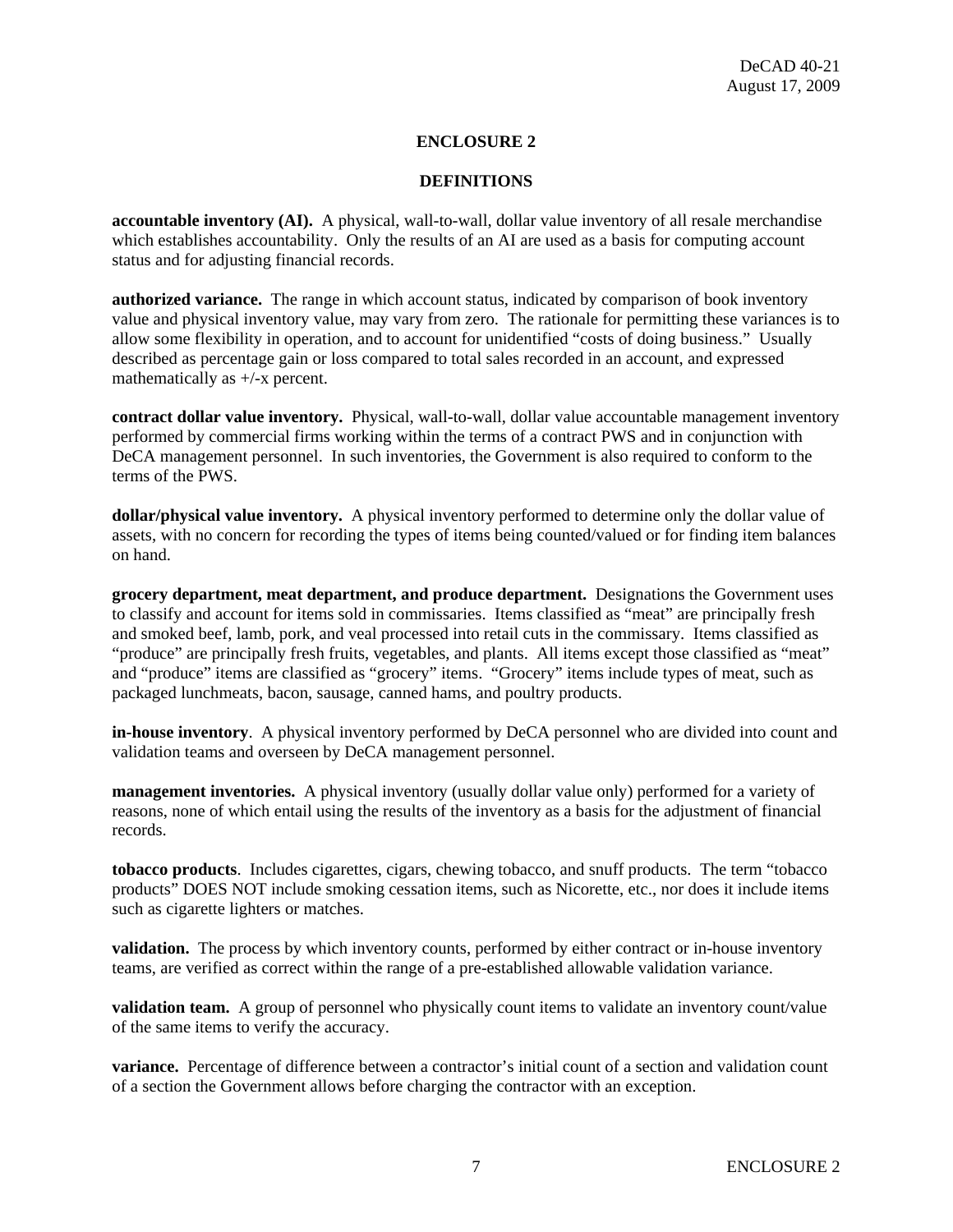## ENCLOSURE 2

## DEFINITIONS

**accountable inventory (AI).** A physical, wall-to-wall, dollar value inventory of all resale merchandise which establishes accountability. Only the results of an AI are used as a basis for computing account status and for adjusting financial records.

**authorized variance.** The range in which account status, indicated by comparison of book inventory value and physical inventory value, may vary from zero. The rationale for permitting these variances is to allow some flexibility in operation, and to account for unidentified "costs of doing business." Usually described as percentage gain or loss compared to total sales recorded in an account, and expressed mathematically as +/-x percent.

**contract dollar value inventory.** Physical, wall-to-wall, dollar value accountable management inventory performed by commercial firms working within the terms of a contract PWS and in conjunction with DeCA management personnel. In such inventories, the Government is also required to conform to the terms of the PWS.

**dollar/physical value inventory.** A physical inventory performed to determine only the dollar value of assets, with no concern for recording the types of items being counted/valued or for finding item balances on hand.

**grocery department, meat department, and produce department.** Designations the Government uses to classify and account for items sold in commissaries. Items classified as "meat" are principally fresh and smoked beef, lamb, pork, and veal processed into retail cuts in the commissary. Items classified as "produce" are principally fresh fruits, vegetables, and plants. All items except those classified as "meat" and "produce" items are classified as "grocery" items. "Grocery" items include types of meat, such as packaged lunchmeats, bacon, sausage, canned hams, and poultry products.

**in-house inventory**. A physical inventory performed by DeCA personnel who are divided into count and validation teams and overseen by DeCA management personnel.

**management inventories.** A physical inventory (usually dollar value only) performed for a variety of reasons, none of which entail using the results of the inventory as a basis for the adjustment of financial records.

**tobacco products**. Includes cigarettes, cigars, chewing tobacco, and snuff products. The term "tobacco products" DOES NOT include smoking cessation items, such as Nicorette, etc., nor does it include items such as cigarette lighters or matches.

**validation.** The process by which inventory counts, performed by either contract or in-house inventory teams, are verified as correct within the range of a pre-established allowable validation variance.

**validation team.** A group of personnel who physically count items to validate an inventory count/value of the same items to verify the accuracy.

**variance.** Percentage of difference between a contractor's initial count of a section and validation count of a section the Government allows before charging the contractor with an exception.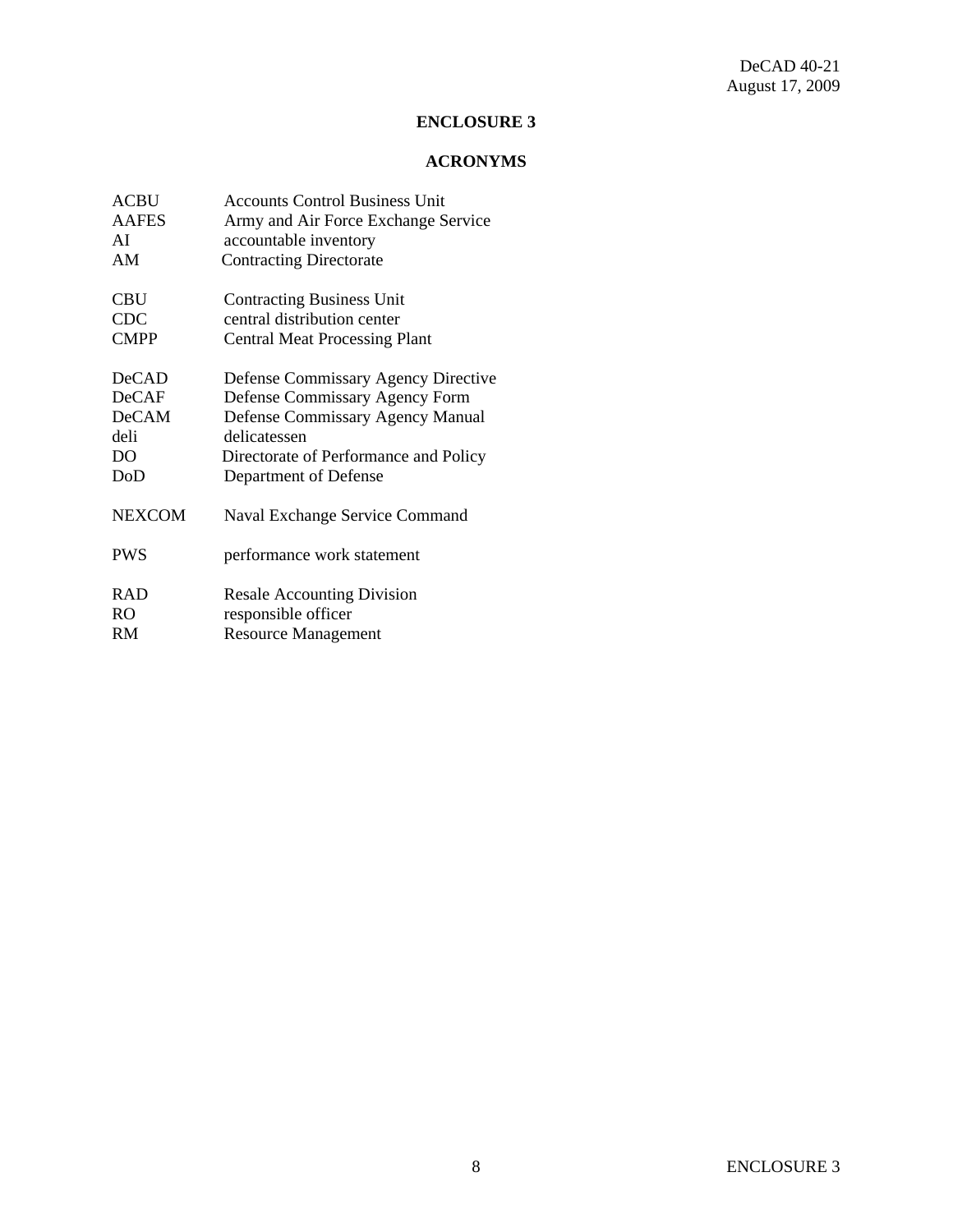## ENCLOSURE 3

## ACRONYMS

| | |
|---|---|
| ACBU | Accounts Control Business Unit |
| AAFES | Army and Air Force Exchange Service |
| AI | accountable inventory |
| AM | Contracting Directorate |
| | |
| CBU | Contracting Business Unit |
| CDC | central distribution center |
| CMPP | Central Meat Processing Plant |
| | |
| DeCAD | Defense Commissary Agency Directive |
| DeCAF | Defense Commissary Agency Form |
| DeCAM | Defense Commissary Agency Manual |
| deli | delicatessen |
| DO | Directorate of Performance and Policy |
| DoD | Department of Defense |
| | |
| NEXCOM | Naval Exchange Service Command |
| | |
| PWS | performance work statement |
| | |
| RAD | Resale Accounting Division |
| RO | responsible officer |
| RM | Resource Management |